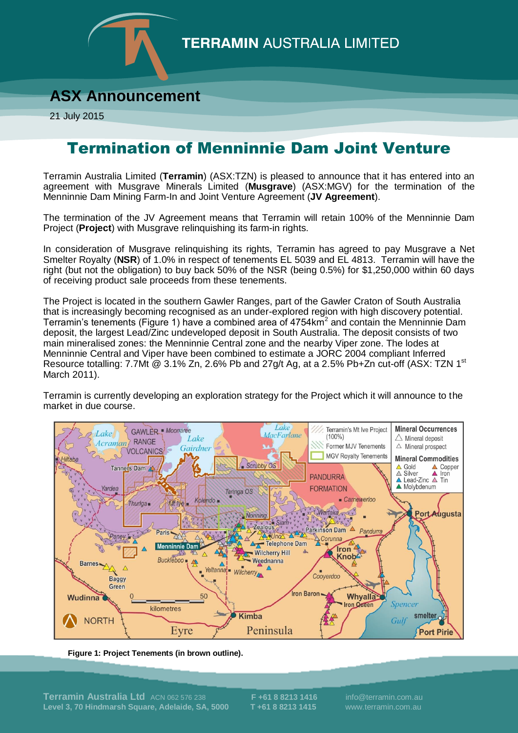# TERRAMIN AUSTRALIA LIMITED

## ASX Announcement

21 July 2015

# Termination of Menninnie Dam Joint Venture

Terramin Australia Limited (**Terramin**) (ASX:TZN) is pleased to announce that it has entered into an agreement with Musgrave Minerals Limited (**Musgrave**) (ASX:MGV) for the termination of the Menninnie Dam Mining Farm-In and Joint Venture Agreement (**JV Agreement**).

The termination of the JV Agreement means that Terramin will retain 100% of the Menninnie Dam Project (**Project**) with Musgrave relinquishing its farm-in rights.

In consideration of Musgrave relinquishing its rights, Terramin has agreed to pay Musgrave a Net Smelter Royalty (**NSR**) of 1.0% in respect of tenements EL 5039 and EL 4813. Terramin will have the right (but not the obligation) to buy back 50% of the NSR (being 0.5%) for $1,250,000 within 60 days of receiving product sale proceeds from these tenements.

The Project is located in the southern Gawler Ranges, part of the Gawler Craton of South Australia that is increasingly becoming recognised as an under-explored region with high discovery potential. Terramin's tenements (Figure 1) have a combined area of 4754km$^2$ and contain the Menninnie Dam deposit, the largest Lead/Zinc undeveloped deposit in South Australia. The deposit consists of two main mineralised zones: the Menninnie Central zone and the nearby Viper zone. The lodes at Menninnie Central and Viper have been combined to estimate a JORC 2004 compliant Inferred Resource totalling: 7.7Mt @ 3.1% Zn, 2.6% Pb and 27g/t Ag, at a 2.5% Pb+Zn cut-off (ASX: TZN 1st March 2011).

Terramin is currently developing an exploration strategy for the Project which it will announce to the market in due course.

**Figure 1: Project Tenements (in brown outline).**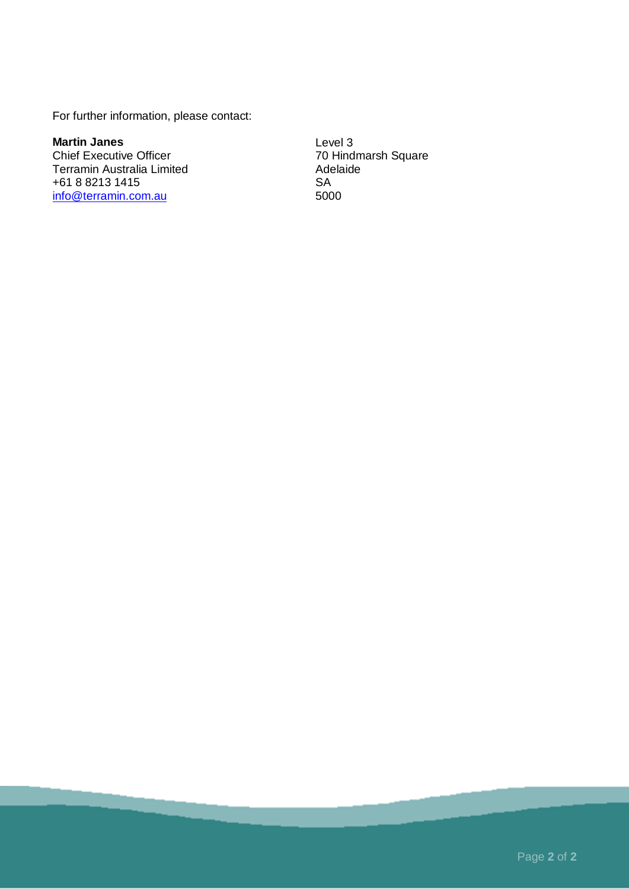For further information, please contact:

**Martin Janes**
Chief Executive Officer
Terramin Australia Limited
+61 8 8213 1415
info@terramin.com.au

Level 3
70 Hindmarsh Square
Adelaide
SA
5000